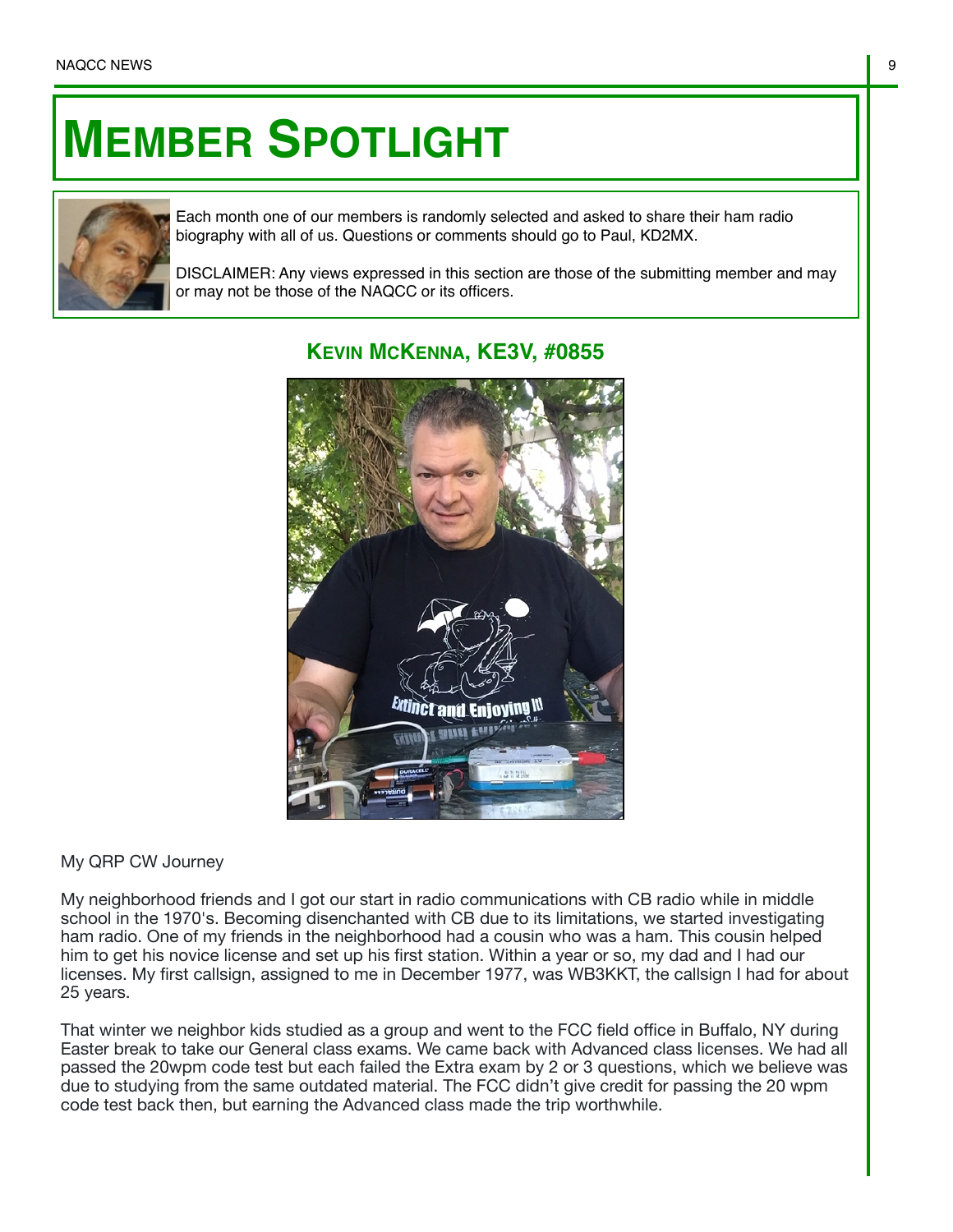# MEMBER SPOTLIGHT

Each month one of our members is randomly selected and asked to share their ham radio biography with all of us. Questions or comments should go to Paul, KD2MX.

DISCLAIMER: Any views expressed in this section are those of the submitting member and may or may not be those of the NAQCC or its officers.

## KEVIN MCKENNA, KE3V, #0855

My QRP CW Journey

My neighborhood friends and I got our start in radio communications with CB radio while in middle school in the 1970's. Becoming disenchanted with CB due to its limitations, we started investigating ham radio. One of my friends in the neighborhood had a cousin who was a ham. This cousin helped him to get his novice license and set up his first station. Within a year or so, my dad and I had our licenses. My first callsign, assigned to me in December 1977, was WB3KKT, the callsign I had for about 25 years.

That winter we neighbor kids studied as a group and went to the FCC field office in Buffalo, NY during Easter break to take our General class exams. We came back with Advanced class licenses. We had all passed the 20wpm code test but each failed the Extra exam by 2 or 3 questions, which we believe was due to studying from the same outdated material. The FCC didn't give credit for passing the 20 wpm code test back then, but earning the Advanced class made the trip worthwhile.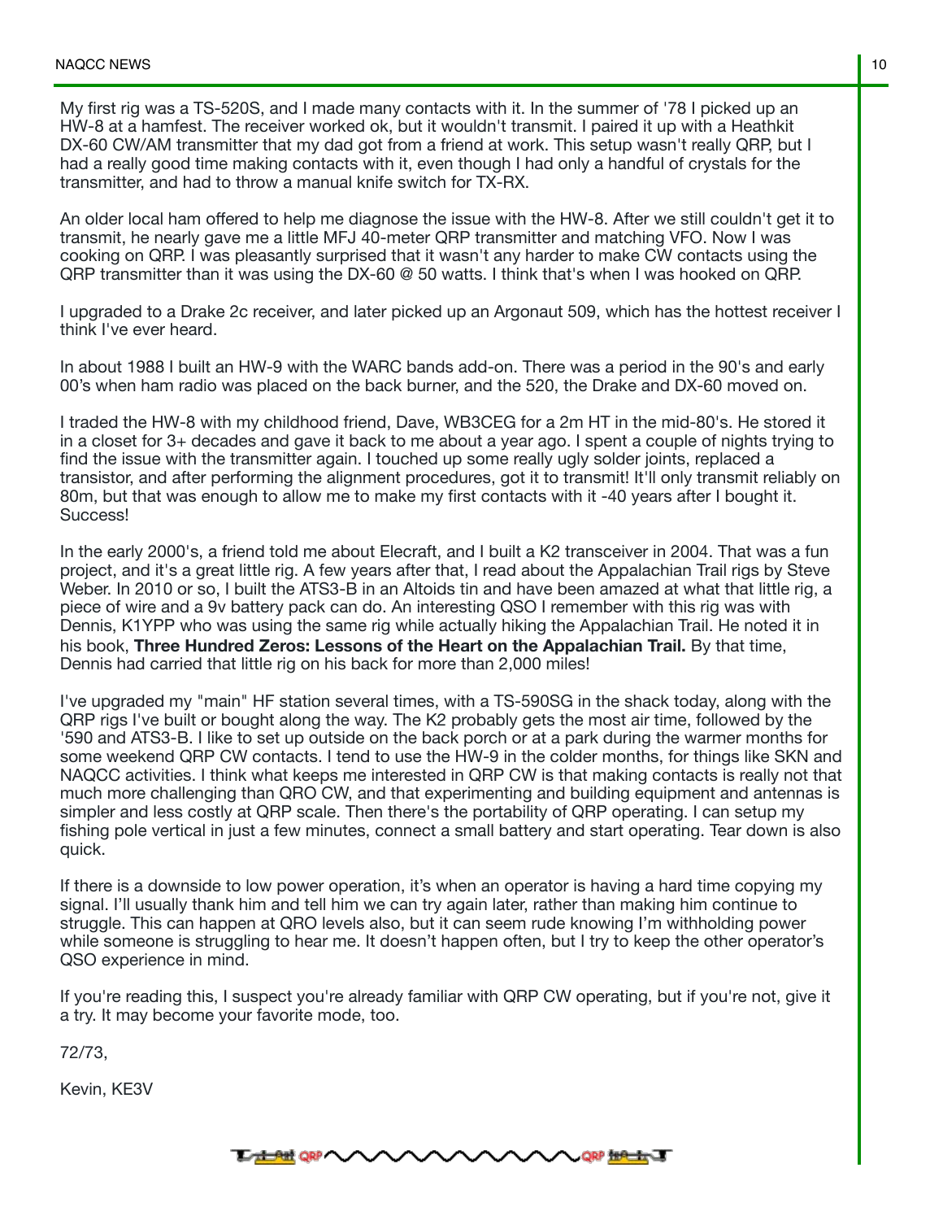My first rig was a TS-520S, and I made many contacts with it. In the summer of '78 I picked up an HW-8 at a hamfest. The receiver worked ok, but it wouldn't transmit. I paired it up with a Heathkit DX-60 CW/AM transmitter that my dad got from a friend at work. This setup wasn't really QRP, but I had a really good time making contacts with it, even though I had only a handful of crystals for the transmitter, and had to throw a manual knife switch for TX-RX.

An older local ham offered to help me diagnose the issue with the HW-8. After we still couldn't get it to transmit, he nearly gave me a little MFJ 40-meter QRP transmitter and matching VFO. Now I was cooking on QRP. I was pleasantly surprised that it wasn't any harder to make CW contacts using the QRP transmitter than it was using the DX-60 @ 50 watts. I think that's when I was hooked on QRP.

I upgraded to a Drake 2c receiver, and later picked up an Argonaut 509, which has the hottest receiver I think I've ever heard.

In about 1988 I built an HW-9 with the WARC bands add-on. There was a period in the 90's and early 00's when ham radio was placed on the back burner, and the 520, the Drake and DX-60 moved on.

I traded the HW-8 with my childhood friend, Dave, WB3CEG for a 2m HT in the mid-80's. He stored it in a closet for 3+ decades and gave it back to me about a year ago. I spent a couple of nights trying to find the issue with the transmitter again. I touched up some really ugly solder joints, replaced a transistor, and after performing the alignment procedures, got it to transmit! It'll only transmit reliably on 80m, but that was enough to allow me to make my first contacts with it -40 years after I bought it. Success!

In the early 2000's, a friend told me about Elecraft, and I built a K2 transceiver in 2004. That was a fun project, and it's a great little rig. A few years after that, I read about the Appalachian Trail rigs by Steve Weber. In 2010 or so, I built the ATS3-B in an Altoids tin and have been amazed at what that little rig, a piece of wire and a 9v battery pack can do. An interesting QSO I remember with this rig was with Dennis, K1YPP who was using the same rig while actually hiking the Appalachian Trail. He noted it in his book, **Three Hundred Zeros: Lessons of the Heart on the Appalachian Trail.** By that time, Dennis had carried that little rig on his back for more than 2,000 miles!

I've upgraded my "main" HF station several times, with a TS-590SG in the shack today, along with the QRP rigs I've built or bought along the way. The K2 probably gets the most air time, followed by the '590 and ATS3-B. I like to set up outside on the back porch or at a park during the warmer months for some weekend QRP CW contacts. I tend to use the HW-9 in the colder months, for things like SKN and NAQCC activities. I think what keeps me interested in QRP CW is that making contacts is really not that much more challenging than QRO CW, and that experimenting and building equipment and antennas is simpler and less costly at QRP scale. Then there's the portability of QRP operating. I can setup my fishing pole vertical in just a few minutes, connect a small battery and start operating. Tear down is also quick.

If there is a downside to low power operation, it's when an operator is having a hard time copying my signal. I'll usually thank him and tell him we can try again later, rather than making him continue to struggle. This can happen at QRO levels also, but it can seem rude knowing I'm withholding power while someone is struggling to hear me. It doesn't happen often, but I try to keep the other operator's QSO experience in mind.

If you're reading this, I suspect you're already familiar with QRP CW operating, but if you're not, give it a try. It may become your favorite mode, too.

72/73,

Kevin, KE3V